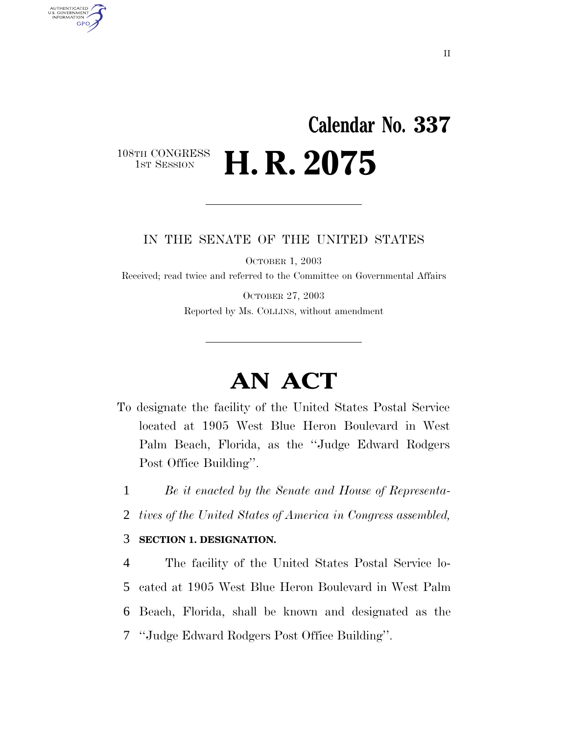Calendar No. 337

108TH CONGRESS
1ST SESSION

# H. R. 2075

IN THE SENATE OF THE UNITED STATES

OCTOBER 1, 2003

Received; read twice and referred to the Committee on Governmental Affairs

OCTOBER 27, 2003

Reported by Ms. COLLINS, without amendment

# AN ACT

To designate the facility of the United States Postal Service located at 1905 West Blue Heron Boulevard in West Palm Beach, Florida, as the ''Judge Edward Rodgers Post Office Building''.

1 *Be it enacted by the Senate and House of Representa-*
2 *tives of the United States of America in Congress assembled,*

3 **SECTION 1. DESIGNATION.**

4 The facility of the United States Postal Service lo-
5 cated at 1905 West Blue Heron Boulevard in West Palm
6 Beach, Florida, shall be known and designated as the
7 ''Judge Edward Rodgers Post Office Building''.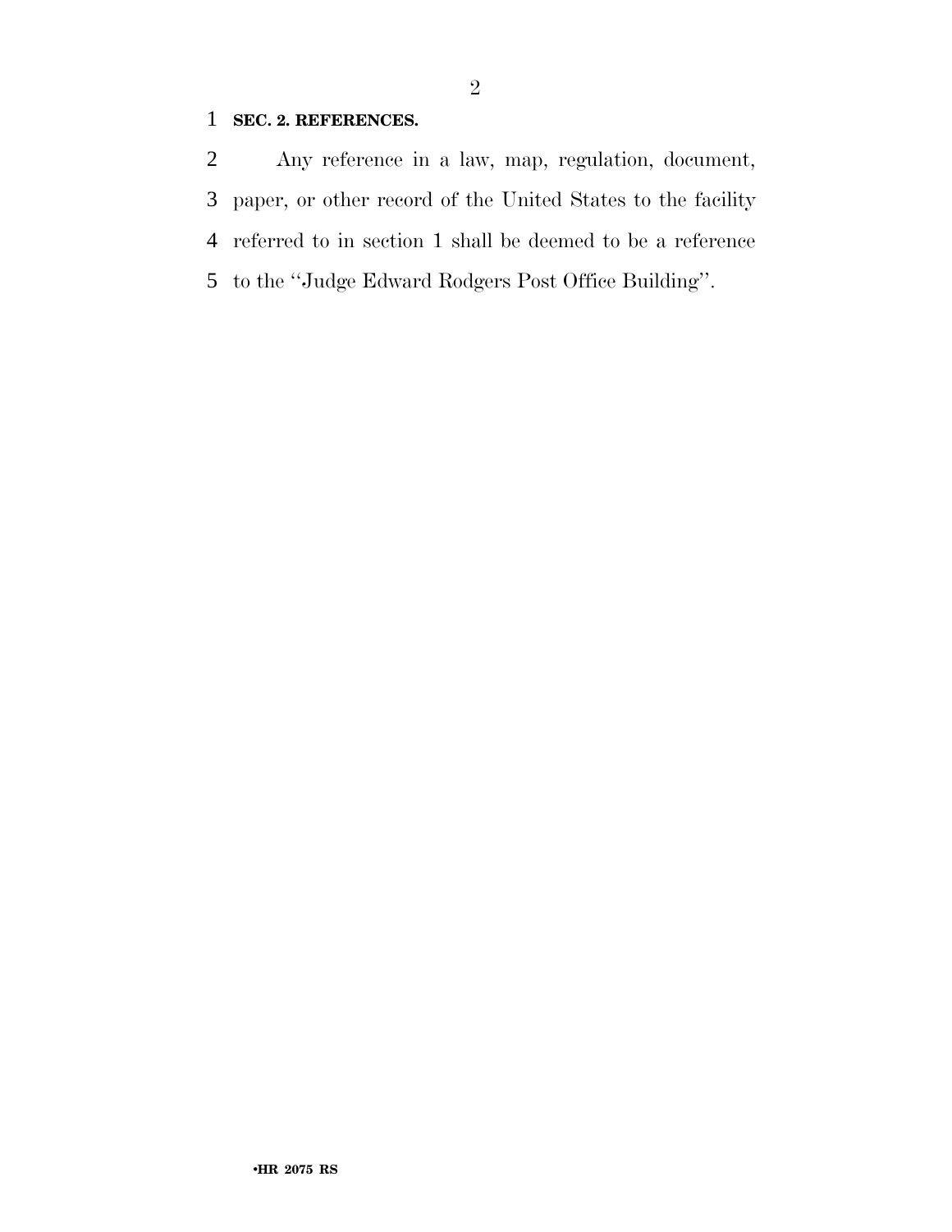**SEC. 2. REFERENCES.**

Any reference in a law, map, regulation, document, paper, or other record of the United States to the facility referred to in section 1 shall be deemed to be a reference to the ''Judge Edward Rodgers Post Office Building''.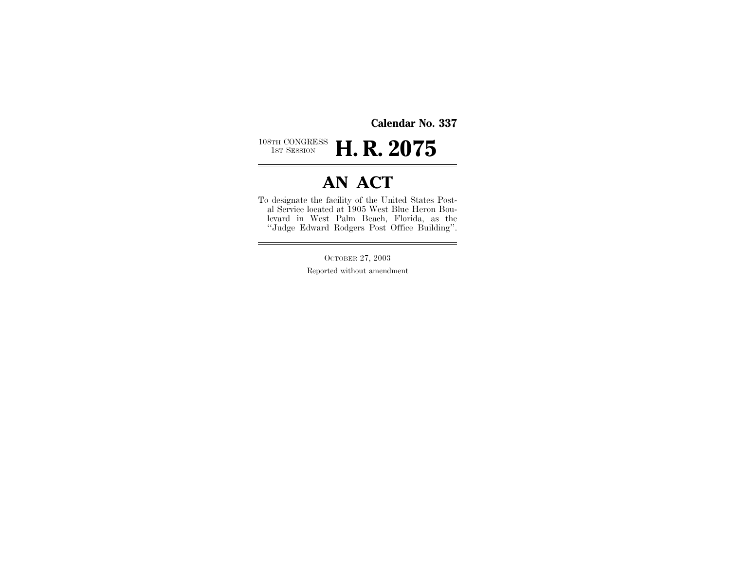**Calendar No. 337**

108TH CONGRESS
1ST SESSION

# H. R. 2075

# AN ACT

To designate the facility of the United States Postal Service located at 1905 West Blue Heron Boulevard in West Palm Beach, Florida, as the "Judge Edward Rodgers Post Office Building".

OCTOBER 27, 2003

Reported without amendment